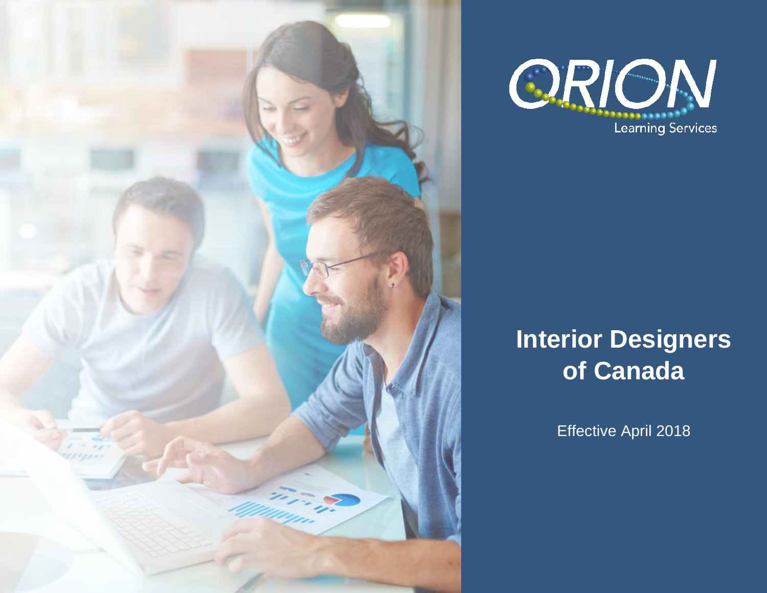ORION

Learning Services

# Interior Designers of Canada

Effective April 2018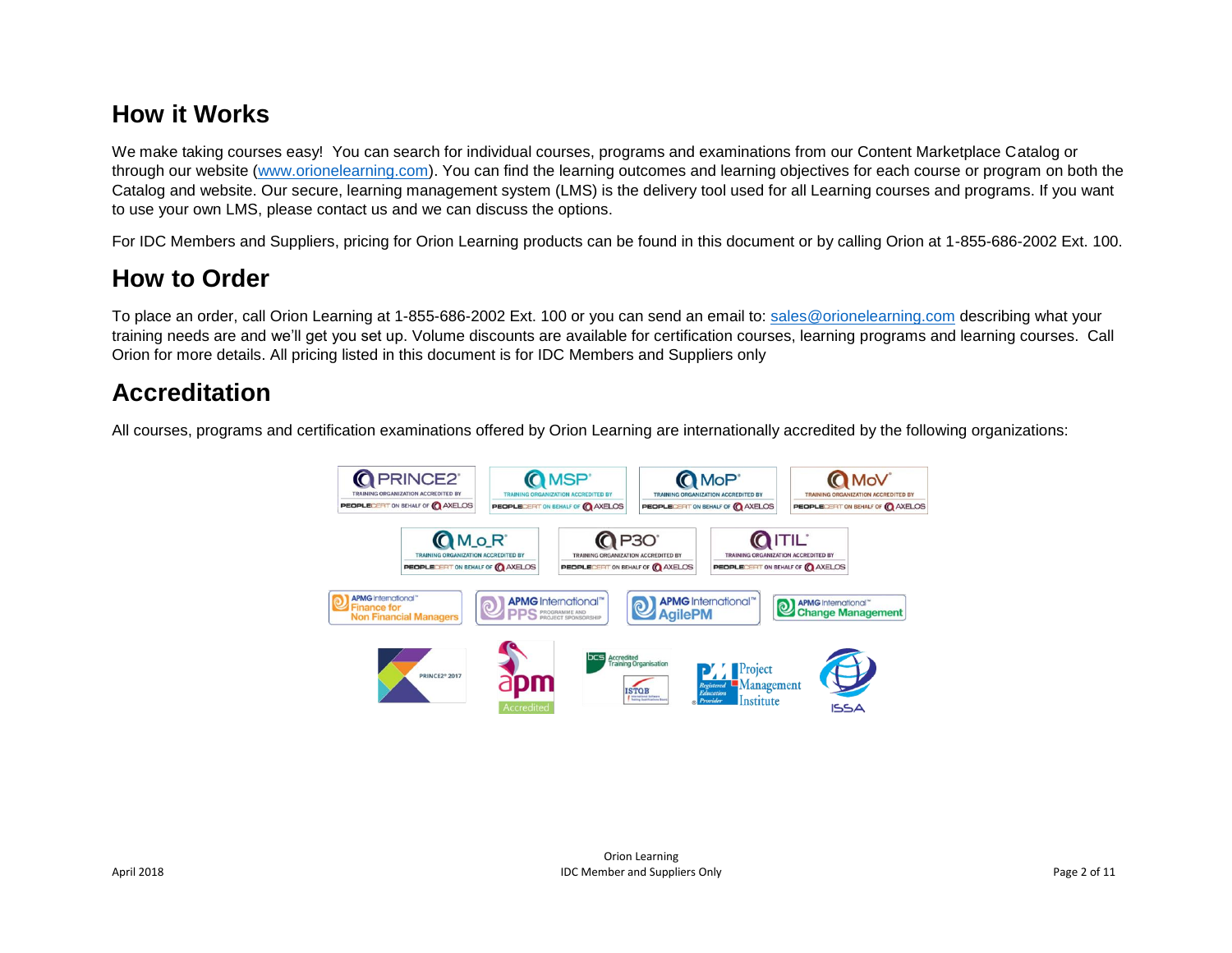## How it Works

We make taking courses easy! You can search for individual courses, programs and examinations from our Content Marketplace Catalog or through our website (www.orionelearning.com). You can find the learning outcomes and learning objectives for each course or program on both the Catalog and website. Our secure, learning management system (LMS) is the delivery tool used for all Learning courses and programs. If you want to use your own LMS, please contact us and we can discuss the options.

For IDC Members and Suppliers, pricing for Orion Learning products can be found in this document or by calling Orion at 1-855-686-2002 Ext. 100.

## How to Order

To place an order, call Orion Learning at 1-855-686-2002 Ext. 100 or you can send an email to: sales@orionelearning.com describing what your training needs are and we'll get you set up. Volume discounts are available for certification courses, learning programs and learning courses. Call Orion for more details. All pricing listed in this document is for IDC Members and Suppliers only

## Accreditation

All courses, programs and certification examinations offered by Orion Learning are internationally accredited by the following organizations: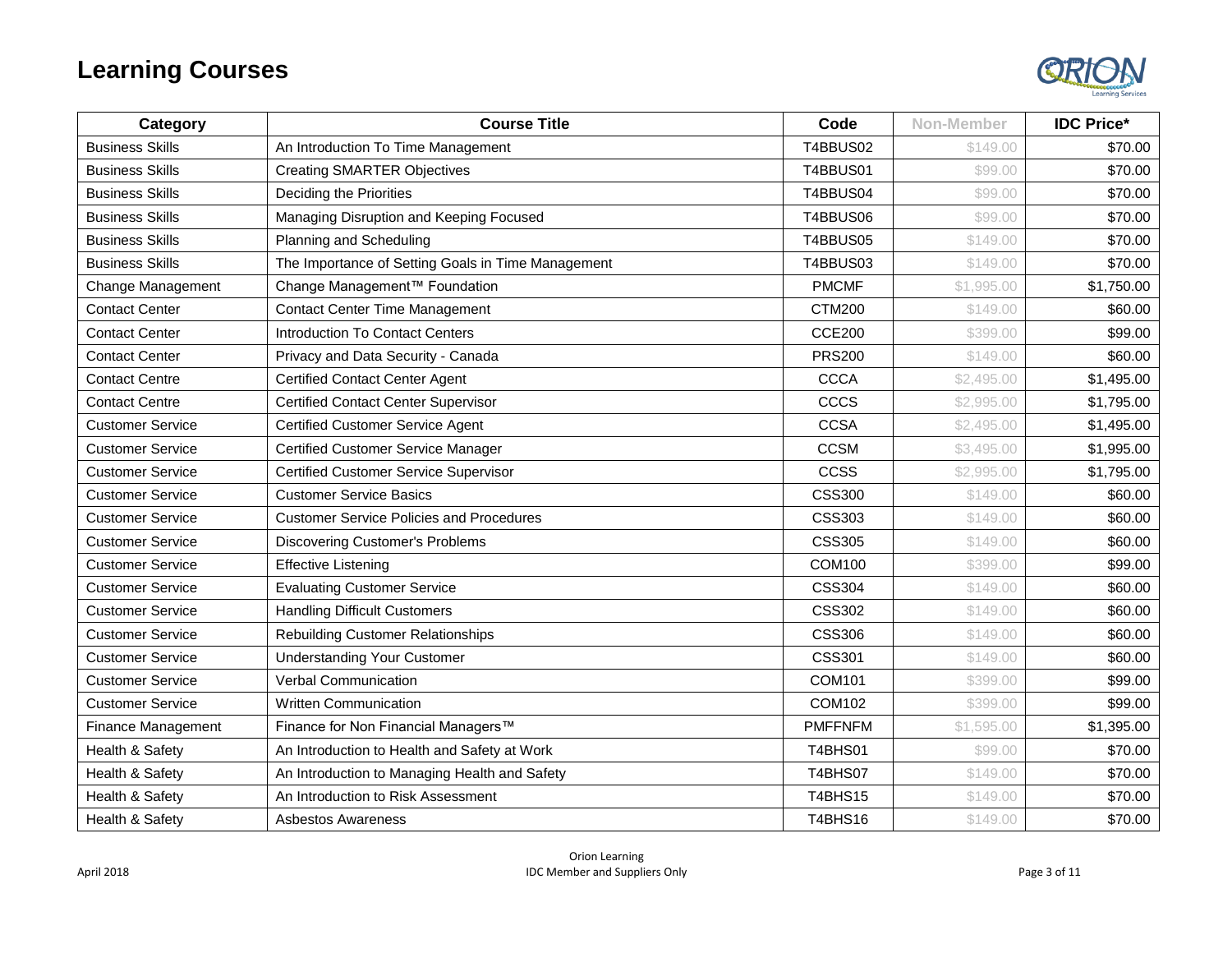# Learning Courses

| Category | Course Title | Code | Non-Member | IDC Price* |
|---|---|---|---|---|
| Business Skills | An Introduction To Time Management | T4BBUS02 | $149.00 | $70.00 |
| Business Skills | Creating SMARTER Objectives | T4BBUS01 | $99.00 | $70.00 |
| Business Skills | Deciding the Priorities | T4BBUS04 | $99.00 | $70.00 |
| Business Skills | Managing Disruption and Keeping Focused | T4BBUS06 | $99.00 | $70.00 |
| Business Skills | Planning and Scheduling | T4BBUS05 | $149.00 | $70.00 |
| Business Skills | The Importance of Setting Goals in Time Management | T4BBUS03 | $149.00 | $70.00 |
| Change Management | Change Management™ Foundation | PMCMF | $1,995.00 | $1,750.00 |
| Contact Center | Contact Center Time Management | CTM200 | $149.00 | $60.00 |
| Contact Center | Introduction To Contact Centers | CCE200 | $399.00 | $99.00 |
| Contact Center | Privacy and Data Security - Canada | PRS200 | $149.00 | $60.00 |
| Contact Centre | Certified Contact Center Agent | CCCA | $2,495.00 | $1,495.00 |
| Contact Centre | Certified Contact Center Supervisor | CCCS | $2,995.00 | $1,795.00 |
| Customer Service | Certified Customer Service Agent | CCSA | $2,495.00 | $1,495.00 |
| Customer Service | Certified Customer Service Manager | CCSM | $3,495.00 | $1,995.00 |
| Customer Service | Certified Customer Service Supervisor | CCSS | $2,995.00 | $1,795.00 |
| Customer Service | Customer Service Basics | CSS300 | $149.00 | $60.00 |
| Customer Service | Customer Service Policies and Procedures | CSS303 | $149.00 | $60.00 |
| Customer Service | Discovering Customer's Problems | CSS305 | $149.00 | $60.00 |
| Customer Service | Effective Listening | COM100 | $399.00 | $99.00 |
| Customer Service | Evaluating Customer Service | CSS304 | $149.00 | $60.00 |
| Customer Service | Handling Difficult Customers | CSS302 | $149.00 | $60.00 |
| Customer Service | Rebuilding Customer Relationships | CSS306 | $149.00 | $60.00 |
| Customer Service | Understanding Your Customer | CSS301 | $149.00 | $60.00 |
| Customer Service | Verbal Communication | COM101 | $399.00 | $99.00 |
| Customer Service | Written Communication | COM102 | $399.00 | $99.00 |
| Finance Management | Finance for Non Financial Managers™ | PMFFNFM | $1,595.00 | $1,395.00 |
| Health & Safety | An Introduction to Health and Safety at Work | T4BHS01 | $99.00 | $70.00 |
| Health & Safety | An Introduction to Managing Health and Safety | T4BHS07 | $149.00 | $70.00 |
| Health & Safety | An Introduction to Risk Assessment | T4BHS15 | $149.00 | $70.00 |
| Health & Safety | Asbestos Awareness | T4BHS16 | $149.00 | $70.00 |

April 2018

Orion Learning
IDC Member and Suppliers Only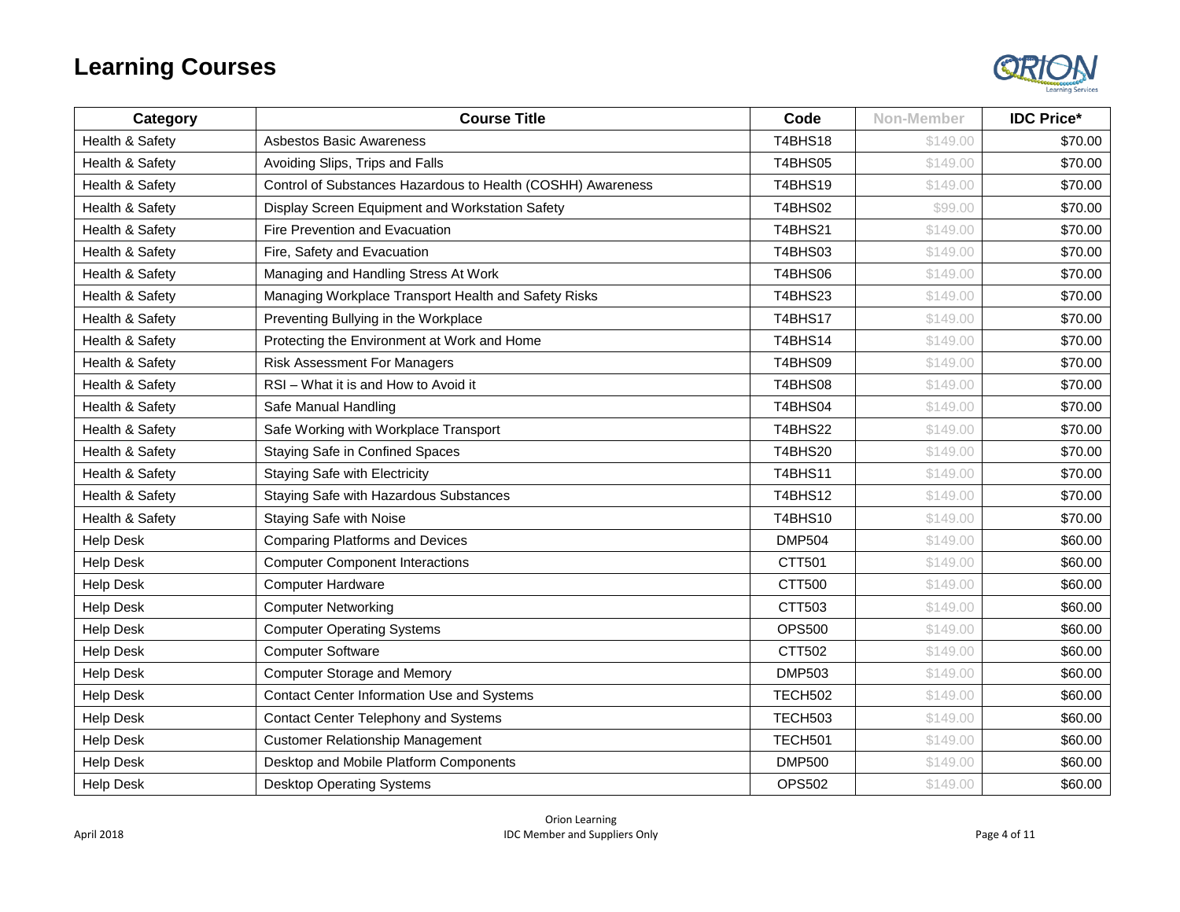# Learning Courses

| Category | Course Title | Code | Non-Member | IDC Price* |
|---|---|---|---|---|
| Health & Safety | Asbestos Basic Awareness | T4BHS18 | $149.00 | $70.00 |
| Health & Safety | Avoiding Slips, Trips and Falls | T4BHS05 | $149.00 | $70.00 |
| Health & Safety | Control of Substances Hazardous to Health (COSHH) Awareness | T4BHS19 | $149.00 | $70.00 |
| Health & Safety | Display Screen Equipment and Workstation Safety | T4BHS02 | $99.00 | $70.00 |
| Health & Safety | Fire Prevention and Evacuation | T4BHS21 | $149.00 | $70.00 |
| Health & Safety | Fire, Safety and Evacuation | T4BHS03 | $149.00 | $70.00 |
| Health & Safety | Managing and Handling Stress At Work | T4BHS06 | $149.00 | $70.00 |
| Health & Safety | Managing Workplace Transport Health and Safety Risks | T4BHS23 | $149.00 | $70.00 |
| Health & Safety | Preventing Bullying in the Workplace | T4BHS17 | $149.00 | $70.00 |
| Health & Safety | Protecting the Environment at Work and Home | T4BHS14 | $149.00 | $70.00 |
| Health & Safety | Risk Assessment For Managers | T4BHS09 | $149.00 | $70.00 |
| Health & Safety | RSI – What it is and How to Avoid it | T4BHS08 | $149.00 | $70.00 |
| Health & Safety | Safe Manual Handling | T4BHS04 | $149.00 | $70.00 |
| Health & Safety | Safe Working with Workplace Transport | T4BHS22 | $149.00 | $70.00 |
| Health & Safety | Staying Safe in Confined Spaces | T4BHS20 | $149.00 | $70.00 |
| Health & Safety | Staying Safe with Electricity | T4BHS11 | $149.00 | $70.00 |
| Health & Safety | Staying Safe with Hazardous Substances | T4BHS12 | $149.00 | $70.00 |
| Health & Safety | Staying Safe with Noise | T4BHS10 | $149.00 | $70.00 |
| Help Desk | Comparing Platforms and Devices | DMP504 | $149.00 | $60.00 |
| Help Desk | Computer Component Interactions | CTT501 | $149.00 | $60.00 |
| Help Desk | Computer Hardware | CTT500 | $149.00 | $60.00 |
| Help Desk | Computer Networking | CTT503 | $149.00 | $60.00 |
| Help Desk | Computer Operating Systems | OPS500 | $149.00 | $60.00 |
| Help Desk | Computer Software | CTT502 | $149.00 | $60.00 |
| Help Desk | Computer Storage and Memory | DMP503 | $149.00 | $60.00 |
| Help Desk | Contact Center Information Use and Systems | TECH502 | $149.00 | $60.00 |
| Help Desk | Contact Center Telephony and Systems | TECH503 | $149.00 | $60.00 |
| Help Desk | Customer Relationship Management | TECH501 | $149.00 | $60.00 |
| Help Desk | Desktop and Mobile Platform Components | DMP500 | $149.00 | $60.00 |
| Help Desk | Desktop Operating Systems | OPS502 | $149.00 | $60.00 |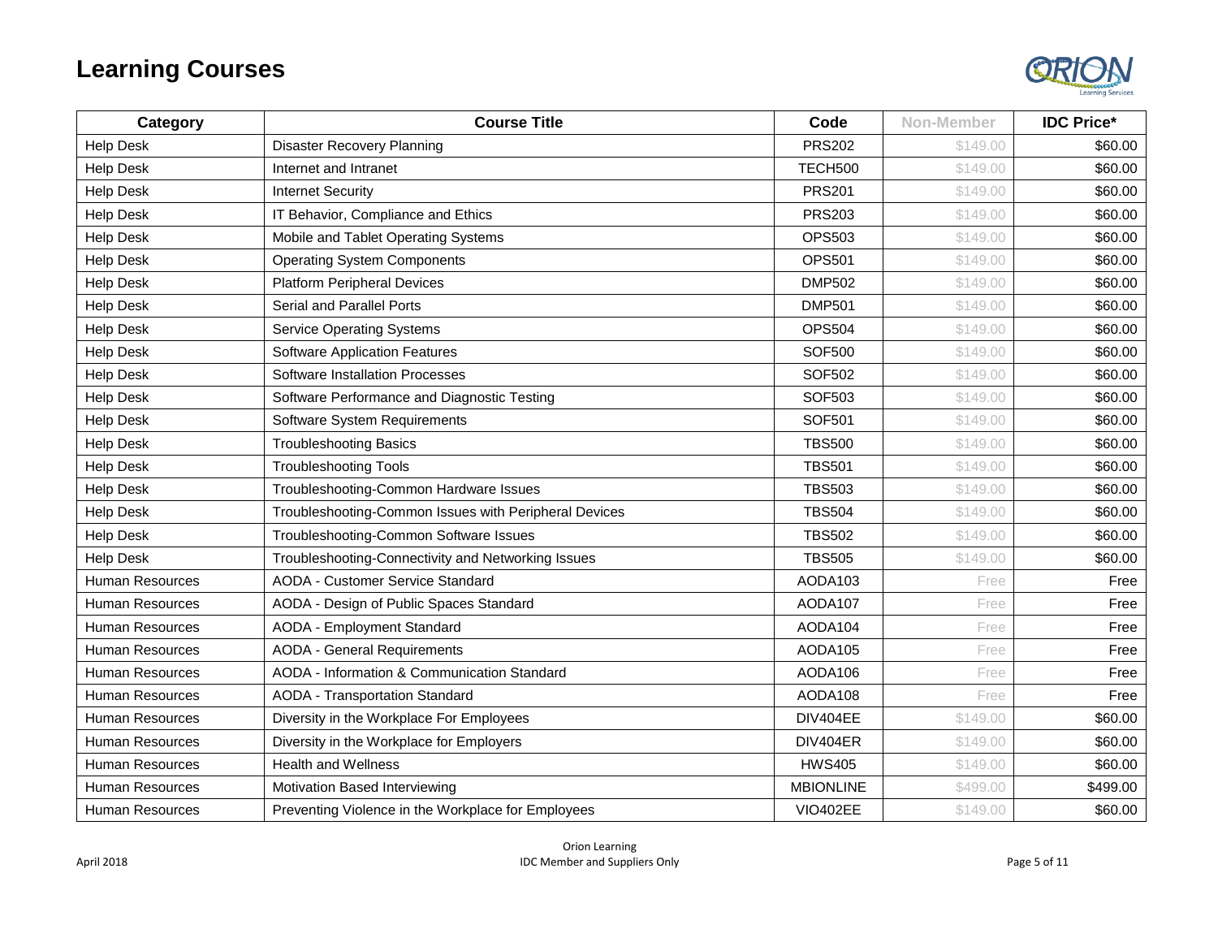# Learning Courses

| Category | Course Title | Code | Non-Member | IDC Price* |
|---|---|---|---|---|
| Help Desk | Disaster Recovery Planning | PRS202 | $149.00 | $60.00 |
| Help Desk | Internet and Intranet | TECH500 | $149.00 | $60.00 |
| Help Desk | Internet Security | PRS201 | $149.00 | $60.00 |
| Help Desk | IT Behavior, Compliance and Ethics | PRS203 | $149.00 | $60.00 |
| Help Desk | Mobile and Tablet Operating Systems | OPS503 | $149.00 | $60.00 |
| Help Desk | Operating System Components | OPS501 | $149.00 | $60.00 |
| Help Desk | Platform Peripheral Devices | DMP502 | $149.00 | $60.00 |
| Help Desk | Serial and Parallel Ports | DMP501 | $149.00 | $60.00 |
| Help Desk | Service Operating Systems | OPS504 | $149.00 | $60.00 |
| Help Desk | Software Application Features | SOF500 | $149.00 | $60.00 |
| Help Desk | Software Installation Processes | SOF502 | $149.00 | $60.00 |
| Help Desk | Software Performance and Diagnostic Testing | SOF503 | $149.00 | $60.00 |
| Help Desk | Software System Requirements | SOF501 | $149.00 | $60.00 |
| Help Desk | Troubleshooting Basics | TBS500 | $149.00 | $60.00 |
| Help Desk | Troubleshooting Tools | TBS501 | $149.00 | $60.00 |
| Help Desk | Troubleshooting-Common Hardware Issues | TBS503 | $149.00 | $60.00 |
| Help Desk | Troubleshooting-Common Issues with Peripheral Devices | TBS504 | $149.00 | $60.00 |
| Help Desk | Troubleshooting-Common Software Issues | TBS502 | $149.00 | $60.00 |
| Help Desk | Troubleshooting-Connectivity and Networking Issues | TBS505 | $149.00 | $60.00 |
| Human Resources | AODA - Customer Service Standard | AODA103 | Free | Free |
| Human Resources | AODA - Design of Public Spaces Standard | AODA107 | Free | Free |
| Human Resources | AODA - Employment Standard | AODA104 | Free | Free |
| Human Resources | AODA - General Requirements | AODA105 | Free | Free |
| Human Resources | AODA - Information & Communication Standard | AODA106 | Free | Free |
| Human Resources | AODA - Transportation Standard | AODA108 | Free | Free |
| Human Resources | Diversity in the Workplace For Employees | DIV404EE | $149.00 | $60.00 |
| Human Resources | Diversity in the Workplace for Employers | DIV404ER | $149.00 | $60.00 |
| Human Resources | Health and Wellness | HWS405 | $149.00 | $60.00 |
| Human Resources | Motivation Based Interviewing | MBIONLINE | $499.00 | $499.00 |
| Human Resources | Preventing Violence in the Workplace for Employees | VIO402EE | $149.00 | $60.00 |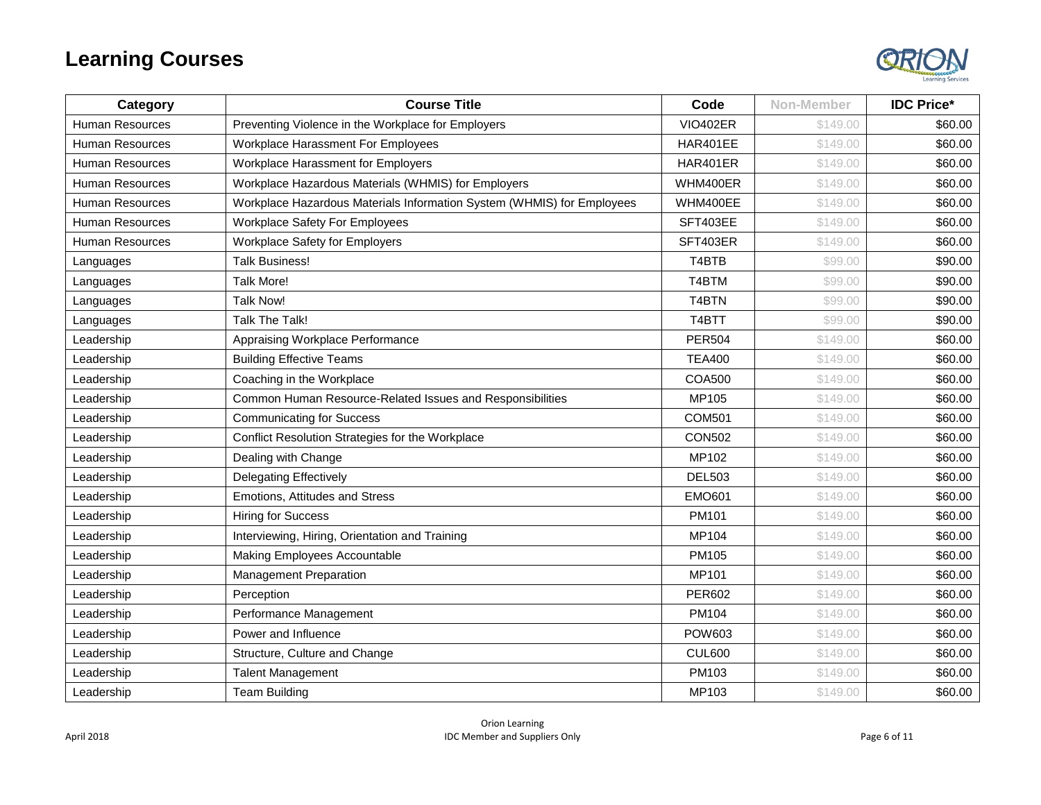# Learning Courses

| Category | Course Title | Code | Non-Member | IDC Price* |
|---|---|---|---|---|
| Human Resources | Preventing Violence in the Workplace for Employers | VIO402ER | $149.00 | $60.00 |
| Human Resources | Workplace Harassment For Employees | HAR401EE | $149.00 | $60.00 |
| Human Resources | Workplace Harassment for Employers | HAR401ER | $149.00 | $60.00 |
| Human Resources | Workplace Hazardous Materials (WHMIS) for Employers | WHM400ER | $149.00 | $60.00 |
| Human Resources | Workplace Hazardous Materials Information System (WHMIS) for Employees | WHM400EE | $149.00 | $60.00 |
| Human Resources | Workplace Safety For Employees | SFT403EE | $149.00 | $60.00 |
| Human Resources | Workplace Safety for Employers | SFT403ER | $149.00 | $60.00 |
| Languages | Talk Business! | T4BTB | $99.00 | $90.00 |
| Languages | Talk More! | T4BTM | $99.00 | $90.00 |
| Languages | Talk Now! | T4BTN | $99.00 | $90.00 |
| Languages | Talk The Talk! | T4BTT | $99.00 | $90.00 |
| Leadership | Appraising Workplace Performance | PER504 | $149.00 | $60.00 |
| Leadership | Building Effective Teams | TEA400 | $149.00 | $60.00 |
| Leadership | Coaching in the Workplace | COA500 | $149.00 | $60.00 |
| Leadership | Common Human Resource-Related Issues and Responsibilities | MP105 | $149.00 | $60.00 |
| Leadership | Communicating for Success | COM501 | $149.00 | $60.00 |
| Leadership | Conflict Resolution Strategies for the Workplace | CON502 | $149.00 | $60.00 |
| Leadership | Dealing with Change | MP102 | $149.00 | $60.00 |
| Leadership | Delegating Effectively | DEL503 | $149.00 | $60.00 |
| Leadership | Emotions, Attitudes and Stress | EMO601 | $149.00 | $60.00 |
| Leadership | Hiring for Success | PM101 | $149.00 | $60.00 |
| Leadership | Interviewing, Hiring, Orientation and Training | MP104 | $149.00 | $60.00 |
| Leadership | Making Employees Accountable | PM105 | $149.00 | $60.00 |
| Leadership | Management Preparation | MP101 | $149.00 | $60.00 |
| Leadership | Perception | PER602 | $149.00 | $60.00 |
| Leadership | Performance Management | PM104 | $149.00 | $60.00 |
| Leadership | Power and Influence | POW603 | $149.00 | $60.00 |
| Leadership | Structure, Culture and Change | CUL600 | $149.00 | $60.00 |
| Leadership | Talent Management | PM103 | $149.00 | $60.00 |
| Leadership | Team Building | MP103 | $149.00 | $60.00 |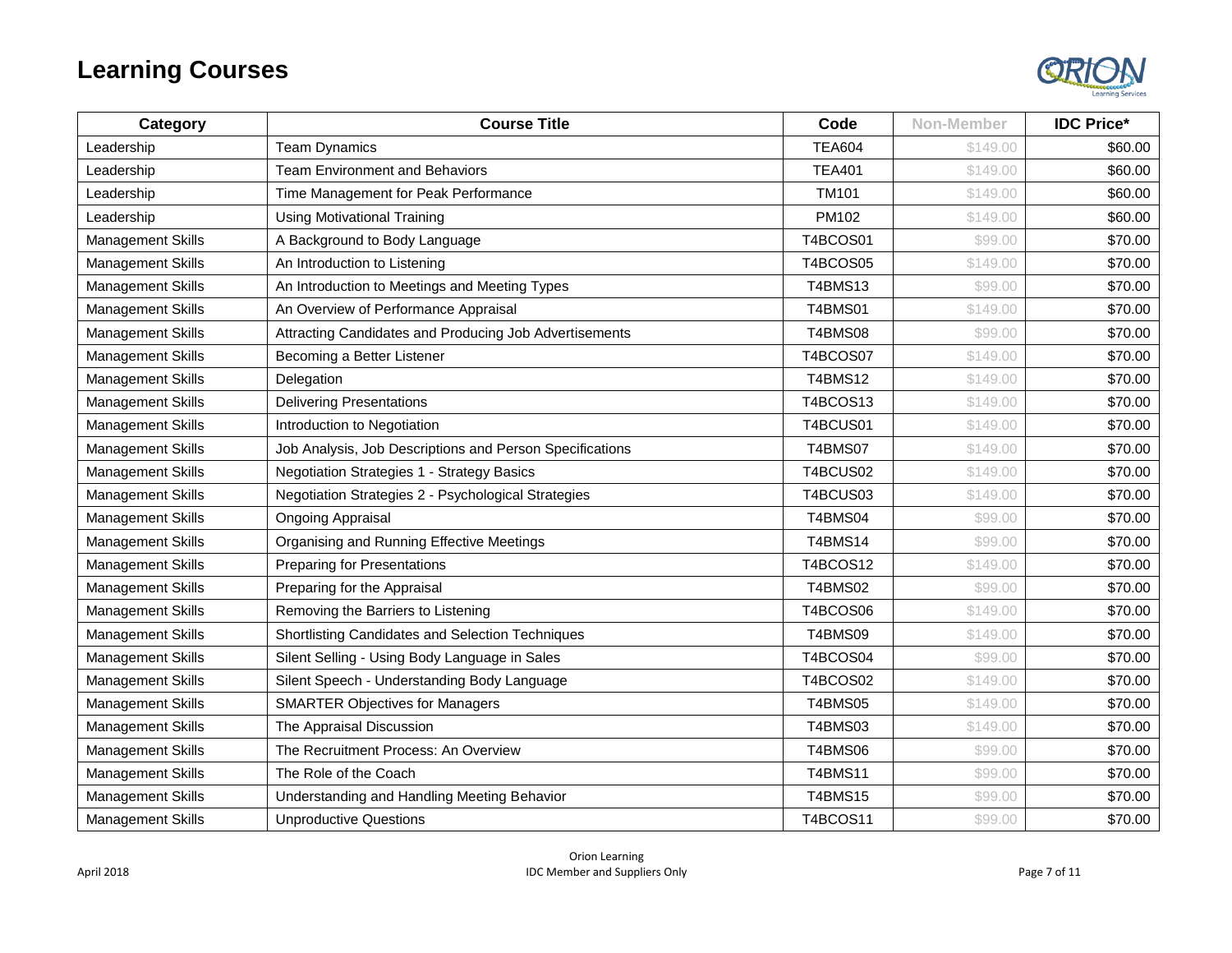# Learning Courses

| Category | Course Title | Code | Non-Member | IDC Price* |
|---|---|---|---|---|
| Leadership | Team Dynamics | TEA604 | $149.00 | $60.00 |
| Leadership | Team Environment and Behaviors | TEA401 | $149.00 | $60.00 |
| Leadership | Time Management for Peak Performance | TM101 | $149.00 | $60.00 |
| Leadership | Using Motivational Training | PM102 | $149.00 | $60.00 |
| Management Skills | A Background to Body Language | T4BCOS01 | $99.00 | $70.00 |
| Management Skills | An Introduction to Listening | T4BCOS05 | $149.00 | $70.00 |
| Management Skills | An Introduction to Meetings and Meeting Types | T4BMS13 | $99.00 | $70.00 |
| Management Skills | An Overview of Performance Appraisal | T4BMS01 | $149.00 | $70.00 |
| Management Skills | Attracting Candidates and Producing Job Advertisements | T4BMS08 | $99.00 | $70.00 |
| Management Skills | Becoming a Better Listener | T4BCOS07 | $149.00 | $70.00 |
| Management Skills | Delegation | T4BMS12 | $149.00 | $70.00 |
| Management Skills | Delivering Presentations | T4BCOS13 | $149.00 | $70.00 |
| Management Skills | Introduction to Negotiation | T4BCUS01 | $149.00 | $70.00 |
| Management Skills | Job Analysis, Job Descriptions and Person Specifications | T4BMS07 | $149.00 | $70.00 |
| Management Skills | Negotiation Strategies 1 - Strategy Basics | T4BCUS02 | $149.00 | $70.00 |
| Management Skills | Negotiation Strategies 2 - Psychological Strategies | T4BCUS03 | $149.00 | $70.00 |
| Management Skills | Ongoing Appraisal | T4BMS04 | $99.00 | $70.00 |
| Management Skills | Organising and Running Effective Meetings | T4BMS14 | $99.00 | $70.00 |
| Management Skills | Preparing for Presentations | T4BCOS12 | $149.00 | $70.00 |
| Management Skills | Preparing for the Appraisal | T4BMS02 | $99.00 | $70.00 |
| Management Skills | Removing the Barriers to Listening | T4BCOS06 | $149.00 | $70.00 |
| Management Skills | Shortlisting Candidates and Selection Techniques | T4BMS09 | $149.00 | $70.00 |
| Management Skills | Silent Selling - Using Body Language in Sales | T4BCOS04 | $99.00 | $70.00 |
| Management Skills | Silent Speech - Understanding Body Language | T4BCOS02 | $149.00 | $70.00 |
| Management Skills | SMARTER Objectives for Managers | T4BMS05 | $149.00 | $70.00 |
| Management Skills | The Appraisal Discussion | T4BMS03 | $149.00 | $70.00 |
| Management Skills | The Recruitment Process: An Overview | T4BMS06 | $99.00 | $70.00 |
| Management Skills | The Role of the Coach | T4BMS11 | $99.00 | $70.00 |
| Management Skills | Understanding and Handling Meeting Behavior | T4BMS15 | $99.00 | $70.00 |
| Management Skills | Unproductive Questions | T4BCOS11 | $99.00 | $70.00 |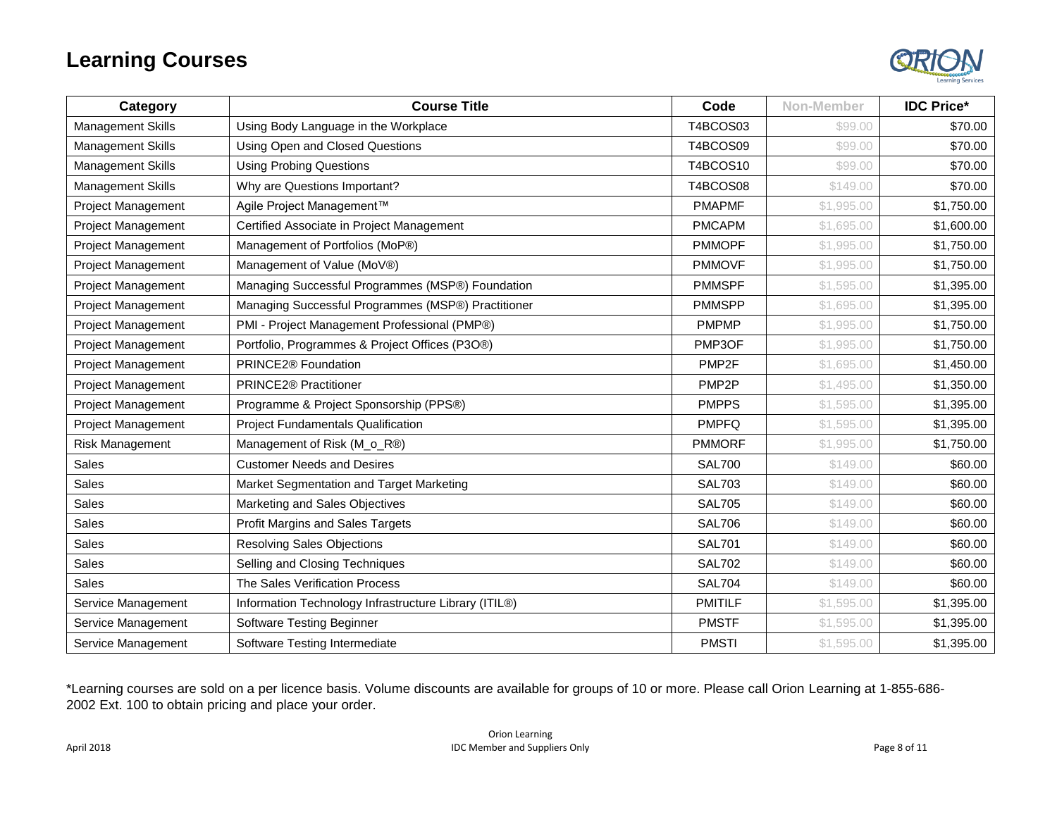# Learning Courses

| Category | Course Title | Code | Non-Member | IDC Price* |
|---|---|---|---|---|
| Management Skills | Using Body Language in the Workplace | T4BCOS03 | $99.00 | $70.00 |
| Management Skills | Using Open and Closed Questions | T4BCOS09 | $99.00 | $70.00 |
| Management Skills | Using Probing Questions | T4BCOS10 | $99.00 | $70.00 |
| Management Skills | Why are Questions Important? | T4BCOS08 | $149.00 | $70.00 |
| Project Management | Agile Project Management™ | PMAPMF | $1,995.00 | $1,750.00 |
| Project Management | Certified Associate in Project Management | PMCAPM | $1,695.00 | $1,600.00 |
| Project Management | Management of Portfolios (MoP®) | PMMOPF | $1,995.00 | $1,750.00 |
| Project Management | Management of Value (MoV®) | PMMOVF | $1,995.00 | $1,750.00 |
| Project Management | Managing Successful Programmes (MSP®) Foundation | PMMSPF | $1,595.00 | $1,395.00 |
| Project Management | Managing Successful Programmes (MSP®) Practitioner | PMMSPP | $1,695.00 | $1,395.00 |
| Project Management | PMI - Project Management Professional (PMP®) | PMPMP | $1,995.00 | $1,750.00 |
| Project Management | Portfolio, Programmes & Project Offices (P3O®) | PMP3OF | $1,995.00 | $1,750.00 |
| Project Management | PRINCE2® Foundation | PMP2F | $1,695.00 | $1,450.00 |
| Project Management | PRINCE2® Practitioner | PMP2P | $1,495.00 | $1,350.00 |
| Project Management | Programme & Project Sponsorship (PPS®) | PMPPS | $1,595.00 | $1,395.00 |
| Project Management | Project Fundamentals Qualification | PMPFQ | $1,595.00 | $1,395.00 |
| Risk Management | Management of Risk (M_o_R®) | PMMORF | $1,995.00 | $1,750.00 |
| Sales | Customer Needs and Desires | SAL700 | $149.00 | $60.00 |
| Sales | Market Segmentation and Target Marketing | SAL703 | $149.00 | $60.00 |
| Sales | Marketing and Sales Objectives | SAL705 | $149.00 | $60.00 |
| Sales | Profit Margins and Sales Targets | SAL706 | $149.00 | $60.00 |
| Sales | Resolving Sales Objections | SAL701 | $149.00 | $60.00 |
| Sales | Selling and Closing Techniques | SAL702 | $149.00 | $60.00 |
| Sales | The Sales Verification Process | SAL704 | $149.00 | $60.00 |
| Service Management | Information Technology Infrastructure Library (ITIL®) | PMITILF | $1,595.00 | $1,395.00 |
| Service Management | Software Testing Beginner | PMSTF | $1,595.00 | $1,395.00 |
| Service Management | Software Testing Intermediate | PMSTI | $1,595.00 | $1,395.00 |

*Learning courses are sold on a per licence basis. Volume discounts are available for groups of 10 or more. Please call Orion Learning at 1-855-686-2002 Ext. 100 to obtain pricing and place your order.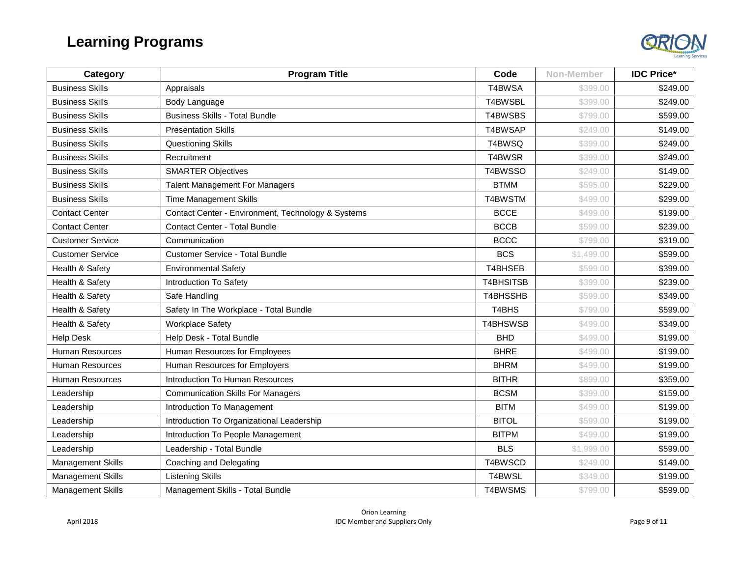# Learning Programs

| Category | Program Title | Code | Non-Member | IDC Price* |
|---|---|---|---|---|
| Business Skills | Appraisals | T4BWSA | $399.00 | $249.00 |
| Business Skills | Body Language | T4BWSBL | $399.00 | $249.00 |
| Business Skills | Business Skills - Total Bundle | T4BWSBS | $799.00 | $599.00 |
| Business Skills | Presentation Skills | T4BWSAP | $249.00 | $149.00 |
| Business Skills | Questioning Skills | T4BWSQ | $399.00 | $249.00 |
| Business Skills | Recruitment | T4BWSR | $399.00 | $249.00 |
| Business Skills | SMARTER Objectives | T4BWSSO | $249.00 | $149.00 |
| Business Skills | Talent Management For Managers | BTMM | $595.00 | $229.00 |
| Business Skills | Time Management Skills | T4BWSTM | $499.00 | $299.00 |
| Contact Center | Contact Center - Environment, Technology & Systems | BCCE | $499.00 | $199.00 |
| Contact Center | Contact Center - Total Bundle | BCCB | $599.00 | $239.00 |
| Customer Service | Communication | BCCC | $799.00 | $319.00 |
| Customer Service | Customer Service - Total Bundle | BCS | $1,499.00 | $599.00 |
| Health & Safety | Environmental Safety | T4BHSEB | $599.00 | $399.00 |
| Health & Safety | Introduction To Safety | T4BHSITSB | $399.00 | $239.00 |
| Health & Safety | Safe Handling | T4BHSSHB | $599.00 | $349.00 |
| Health & Safety | Safety In The Workplace - Total Bundle | T4BHS | $799.00 | $599.00 |
| Health & Safety | Workplace Safety | T4BHSWSB | $499.00 | $349.00 |
| Help Desk | Help Desk - Total Bundle | BHD | $499.00 | $199.00 |
| Human Resources | Human Resources for Employees | BHRE | $499.00 | $199.00 |
| Human Resources | Human Resources for Employers | BHRM | $499.00 | $199.00 |
| Human Resources | Introduction To Human Resources | BITHR | $899.00 | $359.00 |
| Leadership | Communication Skills For Managers | BCSM | $399.00 | $159.00 |
| Leadership | Introduction To Management | BITM | $499.00 | $199.00 |
| Leadership | Introduction To Organizational Leadership | BITOL | $599.00 | $199.00 |
| Leadership | Introduction To People Management | BITPM | $499.00 | $199.00 |
| Leadership | Leadership - Total Bundle | BLS | $1,999.00 | $599.00 |
| Management Skills | Coaching and Delegating | T4BWSCD | $249.00 | $149.00 |
| Management Skills | Listening Skills | T4BWSL | $349.00 | $199.00 |
| Management Skills | Management Skills - Total Bundle | T4BWSMS | $799.00 | $599.00 |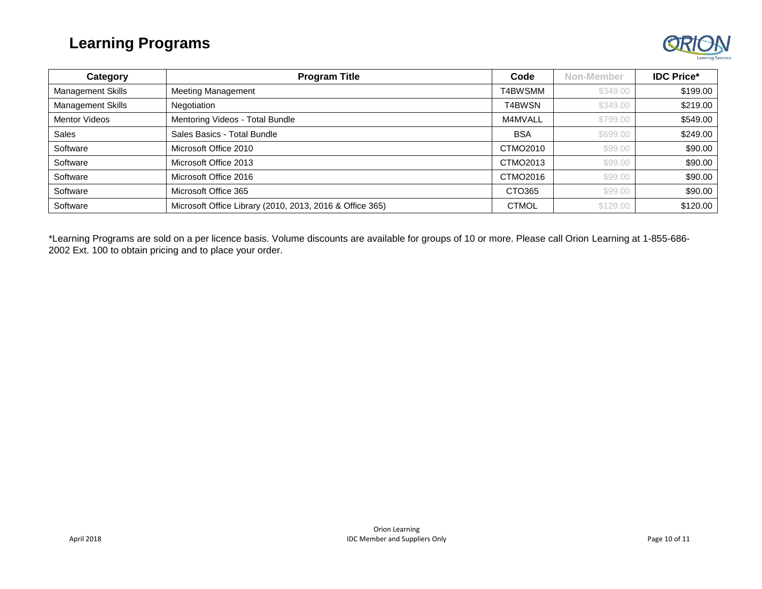# Learning Programs

| Category | Program Title | Code | Non-Member | IDC Price* |
|---|---|---|---|---|
| Management Skills | Meeting Management | T4BWSMM | $349.00 | $199.00 |
| Management Skills | Negotiation | T4BWSN | $349.00 | $219.00 |
| Mentor Videos | Mentoring Videos - Total Bundle | M4MVALL | $799.00 | $549.00 |
| Sales | Sales Basics - Total Bundle | BSA | $699.00 | $249.00 |
| Software | Microsoft Office 2010 | CTMO2010 | $99.00 | $90.00 |
| Software | Microsoft Office 2013 | CTMO2013 | $99.00 | $90.00 |
| Software | Microsoft Office 2016 | CTMO2016 | $99.00 | $90.00 |
| Software | Microsoft Office 365 | CTO365 | $99.00 | $90.00 |
| Software | Microsoft Office Library (2010, 2013, 2016 & Office 365) | CTMOL | $129.00 | $120.00 |

*Learning Programs are sold on a per licence basis. Volume discounts are available for groups of 10 or more. Please call Orion Learning at 1-855-686-2002 Ext. 100 to obtain pricing and to place your order.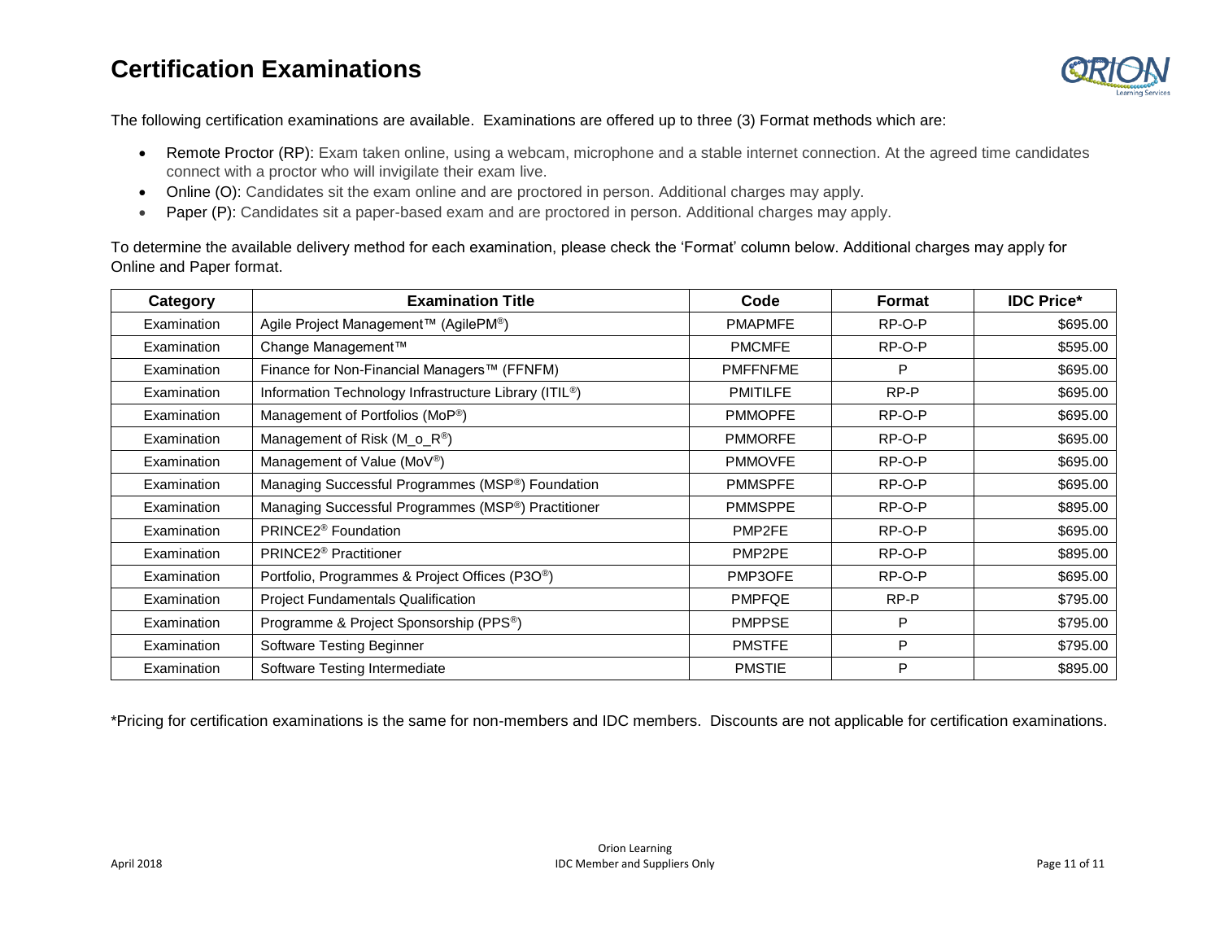# Certification Examinations

The following certification examinations are available. Examinations are offered up to three (3) Format methods which are:

- Remote Proctor (RP): Exam taken online, using a webcam, microphone and a stable internet connection. At the agreed time candidates connect with a proctor who will invigilate their exam live.
- Online (O): Candidates sit the exam online and are proctored in person. Additional charges may apply.
- Paper (P): Candidates sit a paper-based exam and are proctored in person. Additional charges may apply.

To determine the available delivery method for each examination, please check the 'Format' column below. Additional charges may apply for Online and Paper format.

| Category | Examination Title | Code | Format | IDC Price* |
|---|---|---|---|---|
| Examination | Agile Project Management™ (AgilePM®) | PMAPMFE | RP-O-P | $695.00 |
| Examination | Change Management™ | PMCMFE | RP-O-P | $595.00 |
| Examination | Finance for Non-Financial Managers™ (FFNFM) | PMFFNFME | P | $695.00 |
| Examination | Information Technology Infrastructure Library (ITIL®) | PMITILFE | RP-P | $695.00 |
| Examination | Management of Portfolios (MoP®) | PMMOPFE | RP-O-P | $695.00 |
| Examination | Management of Risk (M_o_R®) | PMMORFE | RP-O-P | $695.00 |
| Examination | Management of Value (MoV®) | PMMOVFE | RP-O-P | $695.00 |
| Examination | Managing Successful Programmes (MSP®) Foundation | PMMSPFE | RP-O-P | $695.00 |
| Examination | Managing Successful Programmes (MSP®) Practitioner | PMMSPPE | RP-O-P | $895.00 |
| Examination | PRINCE2® Foundation | PMP2FE | RP-O-P | $695.00 |
| Examination | PRINCE2® Practitioner | PMP2PE | RP-O-P | $895.00 |
| Examination | Portfolio, Programmes & Project Offices (P3O®) | PMP3OFE | RP-O-P | $695.00 |
| Examination | Project Fundamentals Qualification | PMPFQE | RP-P | $795.00 |
| Examination | Programme & Project Sponsorship (PPS®) | PMPPSE | P | $795.00 |
| Examination | Software Testing Beginner | PMSTFE | P | $795.00 |
| Examination | Software Testing Intermediate | PMSTIE | P | $895.00 |

*Pricing for certification examinations is the same for non-members and IDC members. Discounts are not applicable for certification examinations.